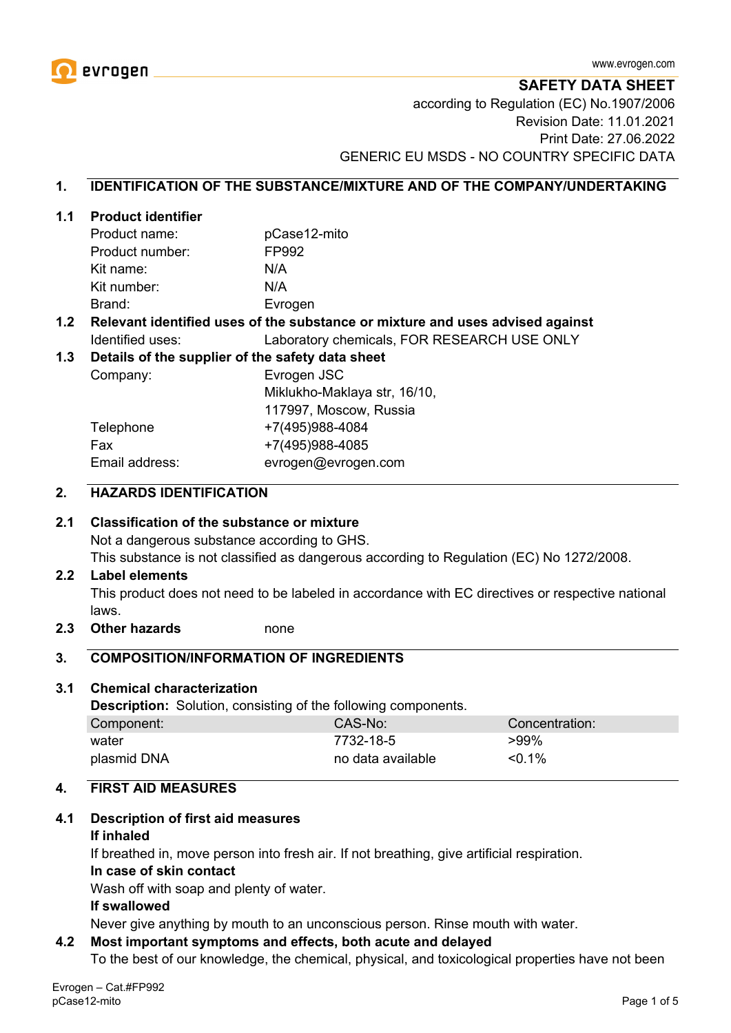www.evrogen.com

# SAFETY DATA SHEET

according to Regulation (EC) No.1907/2006
Revision Date: 11.01.2021
Print Date: 27.06.2022
GENERIC EU MSDS - NO COUNTRY SPECIFIC DATA

## 1. IDENTIFICATION OF THE SUBSTANCE/MIXTURE AND OF THE COMPANY/UNDERTAKING

### 1.1 Product identifier

| | |
|---|---|
| Product name: | pCase12-mito |
| Product number: | FP992 |
| Kit name: | N/A |
| Kit number: | N/A |
| Brand: | Evrogen |

### 1.2 Relevant identified uses of the substance or mixture and uses advised against

Identified uses: Laboratory chemicals, FOR RESEARCH USE ONLY

### 1.3 Details of the supplier of the safety data sheet

| | |
|---|---|
| Company: | Evrogen JSC<br>Miklukho-Maklaya str, 16/10,<br>117997, Moscow, Russia |
| Telephone | +7(495)988-4084 |
| Fax | +7(495)988-4085 |
| Email address: | evrogen@evrogen.com |

## 2. HAZARDS IDENTIFICATION

### 2.1 Classification of the substance or mixture

Not a dangerous substance according to GHS.
This substance is not classified as dangerous according to Regulation (EC) No 1272/2008.

### 2.2 Label elements

This product does not need to be labeled in accordance with EC directives or respective national laws.

### 2.3 Other hazards

none

## 3. COMPOSITION/INFORMATION OF INGREDIENTS

### 3.1 Chemical characterization

**Description:** Solution, consisting of the following components.

| Component: | CAS-No: | Concentration: |
|---|---|---|
| water | 7732-18-5 | >99% |
| plasmid DNA | no data available | <0.1% |

## 4. FIRST AID MEASURES

### 4.1 Description of first aid measures

**If inhaled**
If breathed in, move person into fresh air. If not breathing, give artificial respiration.

**In case of skin contact**
Wash off with soap and plenty of water.

**If swallowed**
Never give anything by mouth to an unconscious person. Rinse mouth with water.

### 4.2 Most important symptoms and effects, both acute and delayed

To the best of our knowledge, the chemical, physical, and toxicological properties have not been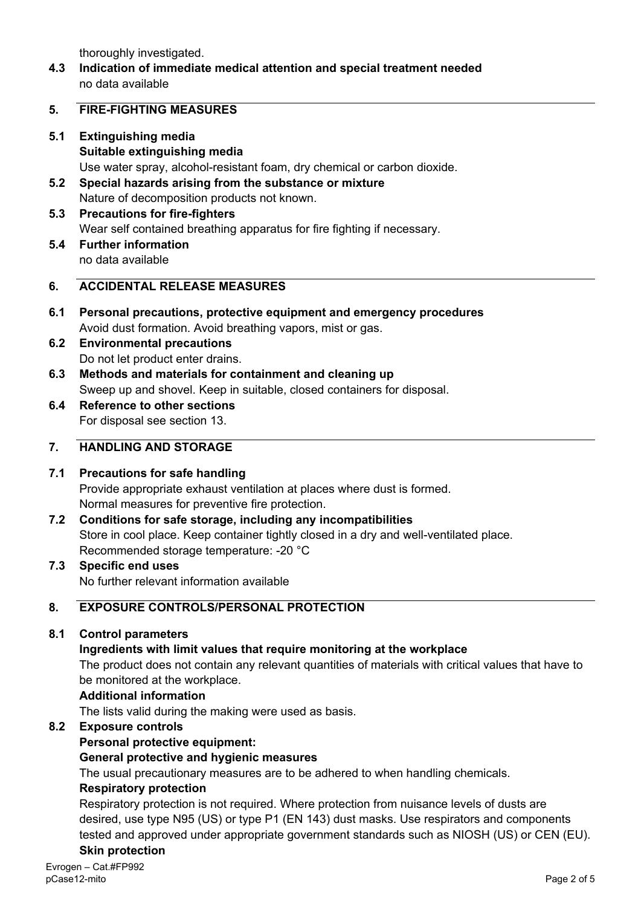thoroughly investigated.

**4.3 Indication of immediate medical attention and special treatment needed**

no data available

## 5. FIRE-FIGHTING MEASURES

**5.1 Extinguishing media**

**Suitable extinguishing media**

Use water spray, alcohol-resistant foam, dry chemical or carbon dioxide.

**5.2 Special hazards arising from the substance or mixture**

Nature of decomposition products not known.

**5.3 Precautions for fire-fighters**

Wear self contained breathing apparatus for fire fighting if necessary.

**5.4 Further information**

no data available

## 6. ACCIDENTAL RELEASE MEASURES

**6.1 Personal precautions, protective equipment and emergency procedures**

Avoid dust formation. Avoid breathing vapors, mist or gas.

**6.2 Environmental precautions**

Do not let product enter drains.

**6.3 Methods and materials for containment and cleaning up**

Sweep up and shovel. Keep in suitable, closed containers for disposal.

**6.4 Reference to other sections**

For disposal see section 13.

## 7. HANDLING AND STORAGE

**7.1 Precautions for safe handling**

Provide appropriate exhaust ventilation at places where dust is formed.
Normal measures for preventive fire protection.

**7.2 Conditions for safe storage, including any incompatibilities**

Store in cool place. Keep container tightly closed in a dry and well-ventilated place.
Recommended storage temperature: -20 °C

**7.3 Specific end uses**

No further relevant information available

## 8. EXPOSURE CONTROLS/PERSONAL PROTECTION

**8.1 Control parameters**

**Ingredients with limit values that require monitoring at the workplace**

The product does not contain any relevant quantities of materials with critical values that have to be monitored at the workplace.

**Additional information**

The lists valid during the making were used as basis.

**8.2 Exposure controls**

**Personal protective equipment:**

**General protective and hygienic measures**

The usual precautionary measures are to be adhered to when handling chemicals.

**Respiratory protection**

Respiratory protection is not required. Where protection from nuisance levels of dusts are desired, use type N95 (US) or type P1 (EN 143) dust masks. Use respirators and components tested and approved under appropriate government standards such as NIOSH (US) or CEN (EU).

**Skin protection**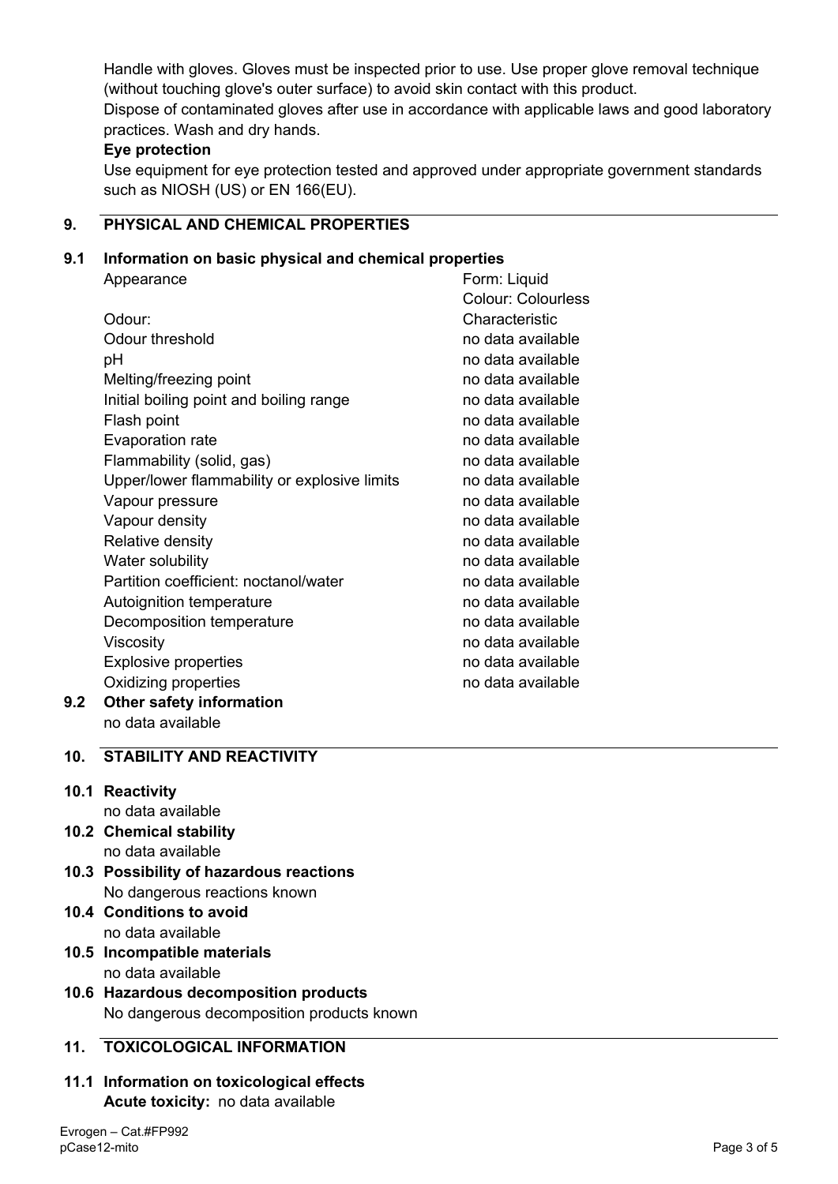Handle with gloves. Gloves must be inspected prior to use. Use proper glove removal technique (without touching glove's outer surface) to avoid skin contact with this product.
Dispose of contaminated gloves after use in accordance with applicable laws and good laboratory practices. Wash and dry hands.

**Eye protection**

Use equipment for eye protection tested and approved under appropriate government standards such as NIOSH (US) or EN 166(EU).

## 9. PHYSICAL AND CHEMICAL PROPERTIES

### 9.1 Information on basic physical and chemical properties

| | |
|---|---|
| Appearance | Form: Liquid<br>Colour: Colourless |
| Odour: | Characteristic |
| Odour threshold | no data available |
| pH | no data available |
| Melting/freezing point | no data available |
| Initial boiling point and boiling range | no data available |
| Flash point | no data available |
| Evaporation rate | no data available |
| Flammability (solid, gas) | no data available |
| Upper/lower flammability or explosive limits | no data available |
| Vapour pressure | no data available |
| Vapour density | no data available |
| Relative density | no data available |
| Water solubility | no data available |
| Partition coefficient: noctanol/water | no data available |
| Autoignition temperature | no data available |
| Decomposition temperature | no data available |
| Viscosity | no data available |
| Explosive properties | no data available |
| Oxidizing properties | no data available |

### 9.2 Other safety information

no data available

## 10. STABILITY AND REACTIVITY

### 10.1 Reactivity

no data available

### 10.2 Chemical stability

no data available

### 10.3 Possibility of hazardous reactions

No dangerous reactions known

### 10.4 Conditions to avoid

no data available

### 10.5 Incompatible materials

no data available

### 10.6 Hazardous decomposition products

No dangerous decomposition products known

## 11. TOXICOLOGICAL INFORMATION

### 11.1 Information on toxicological effects

**Acute toxicity:** no data available

Evrogen – Cat.#FP992
pCase12-mito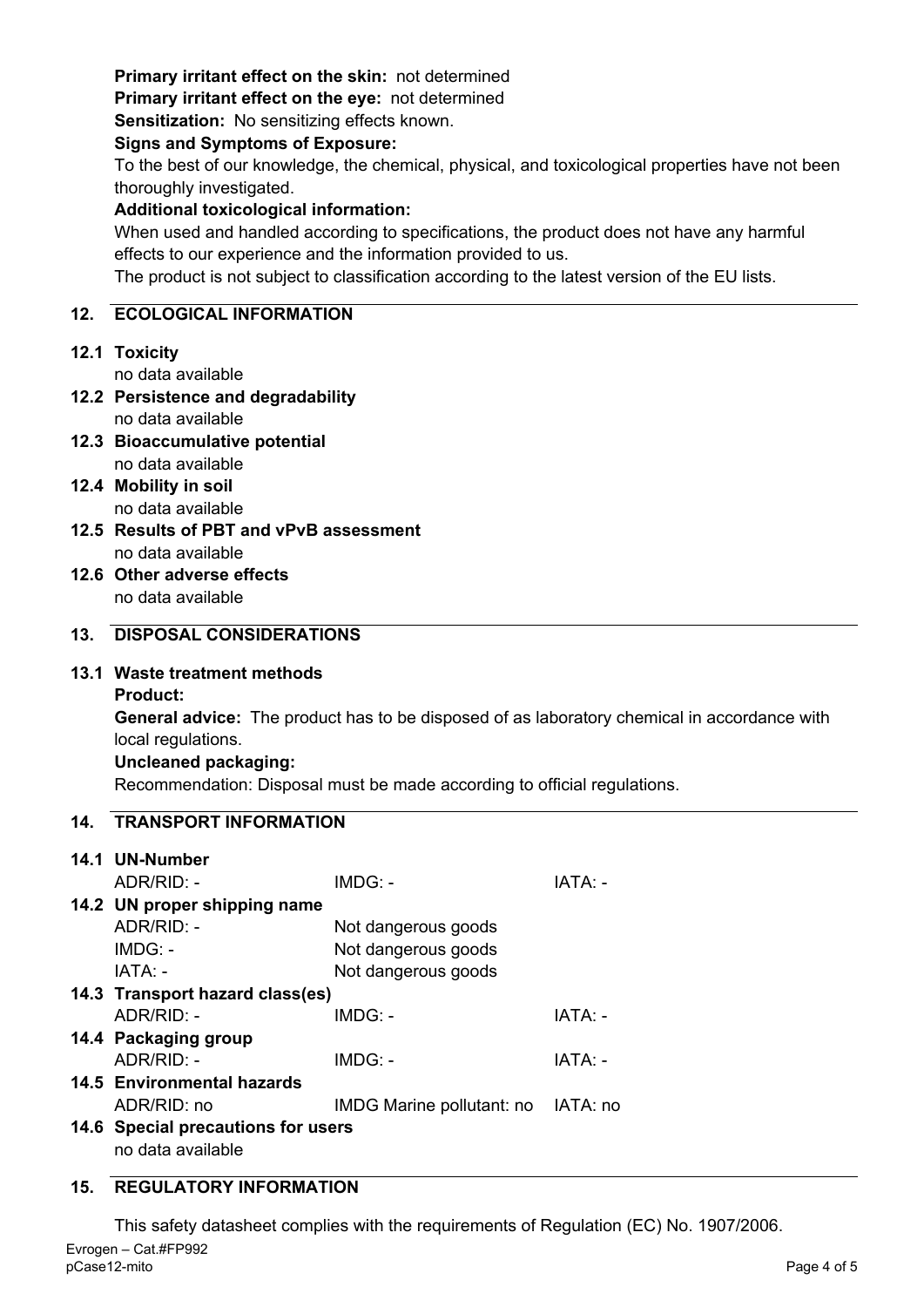**Primary irritant effect on the skin:** not determined

**Primary irritant effect on the eye:** not determined

**Sensitization:** No sensitizing effects known.

**Signs and Symptoms of Exposure:**

To the best of our knowledge, the chemical, physical, and toxicological properties have not been thoroughly investigated.

**Additional toxicological information:**

When used and handled according to specifications, the product does not have any harmful effects to our experience and the information provided to us.

The product is not subject to classification according to the latest version of the EU lists.

## 12. ECOLOGICAL INFORMATION

**12.1 Toxicity**

no data available

**12.2 Persistence and degradability**

no data available

**12.3 Bioaccumulative potential**

no data available

**12.4 Mobility in soil**

no data available

**12.5 Results of PBT and vPvB assessment**

no data available

**12.6 Other adverse effects**

no data available

## 13. DISPOSAL CONSIDERATIONS

**13.1 Waste treatment methods**

**Product:**

**General advice:** The product has to be disposed of as laboratory chemical in accordance with local regulations.

**Uncleaned packaging:**

Recommendation: Disposal must be made according to official regulations.

## 14. TRANSPORT INFORMATION

**14.1 UN-Number**

| ADR/RID: - | IMDG: - | IATA: - |
|---|---|---|

**14.2 UN proper shipping name**

| | |
|---|---|
| ADR/RID: - | Not dangerous goods |
| IMDG: - | Not dangerous goods |
| IATA: - | Not dangerous goods |

**14.3 Transport hazard class(es)**

| ADR/RID: - | IMDG: - | IATA: - |
|---|---|---|

**14.4 Packaging group**

| ADR/RID: - | IMDG: - | IATA: - |
|---|---|---|

**14.5 Environmental hazards**

| ADR/RID: no | IMDG Marine pollutant: no | IATA: no |
|---|---|---|

**14.6 Special precautions for users**

no data available

## 15. REGULATORY INFORMATION

This safety datasheet complies with the requirements of Regulation (EC) No. 1907/2006.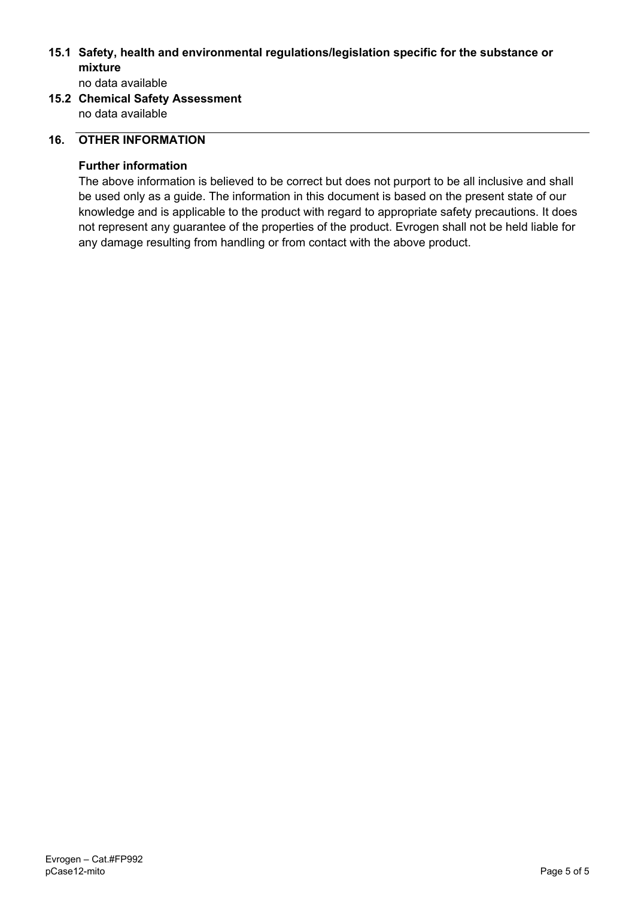### 15.1 Safety, health and environmental regulations/legislation specific for the substance or mixture

no data available

### 15.2 Chemical Safety Assessment

no data available

## 16. OTHER INFORMATION

**Further information**

The above information is believed to be correct but does not purport to be all inclusive and shall be used only as a guide. The information in this document is based on the present state of our knowledge and is applicable to the product with regard to appropriate safety precautions. It does not represent any guarantee of the properties of the product. Evrogen shall not be held liable for any damage resulting from handling or from contact with the above product.